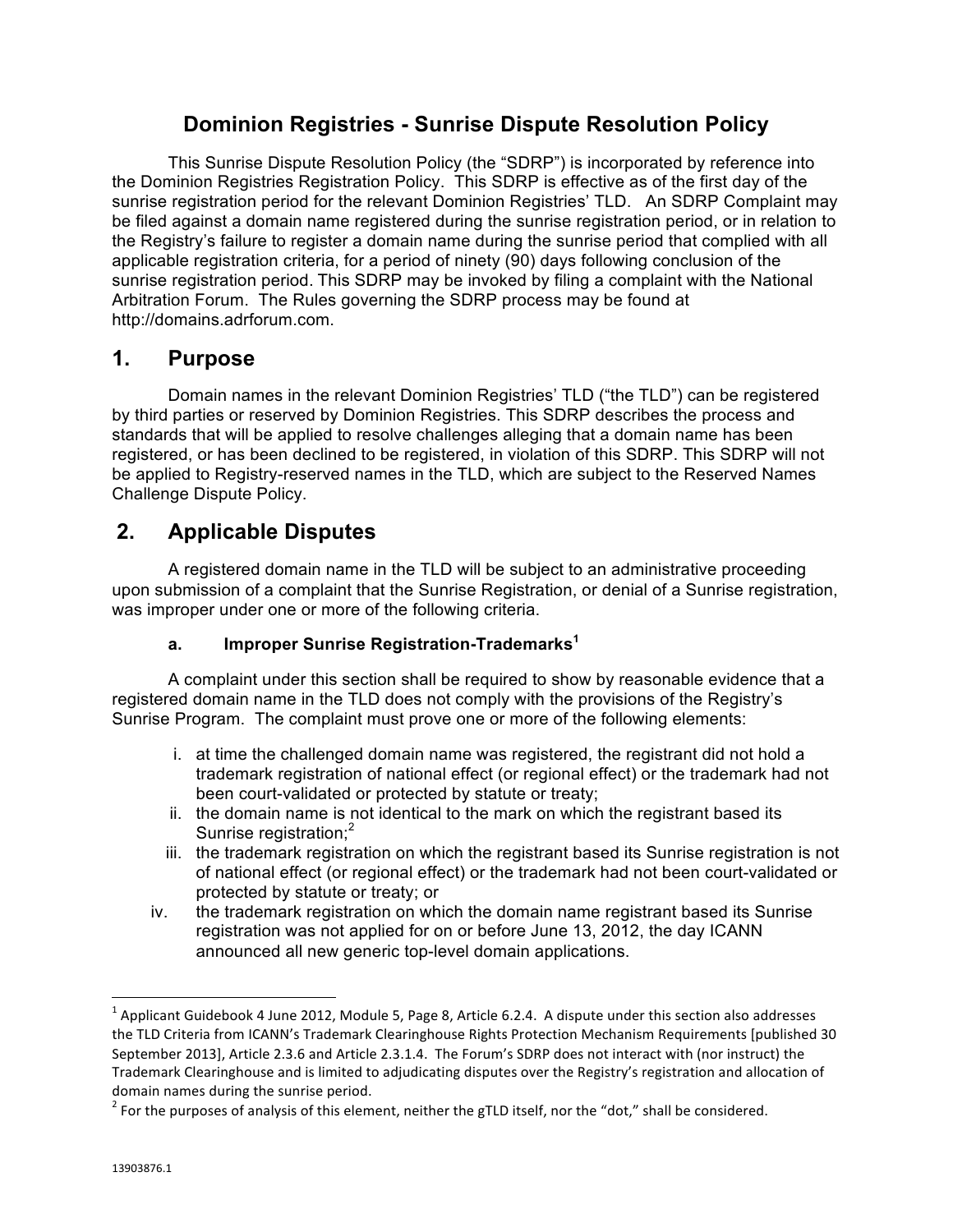# Dominion Registries - Sunrise Dispute Resolution Policy

This Sunrise Dispute Resolution Policy (the "SDRP") is incorporated by reference into the Dominion Registries Registration Policy. This SDRP is effective as of the first day of the sunrise registration period for the relevant Dominion Registries' TLD. An SDRP Complaint may be filed against a domain name registered during the sunrise registration period, or in relation to the Registry's failure to register a domain name during the sunrise period that complied with all applicable registration criteria, for a period of ninety (90) days following conclusion of the sunrise registration period. This SDRP may be invoked by filing a complaint with the National Arbitration Forum. The Rules governing the SDRP process may be found at http://domains.adrforum.com.

## 1. Purpose

Domain names in the relevant Dominion Registries' TLD ("the TLD") can be registered by third parties or reserved by Dominion Registries. This SDRP describes the process and standards that will be applied to resolve challenges alleging that a domain name has been registered, or has been declined to be registered, in violation of this SDRP. This SDRP will not be applied to Registry-reserved names in the TLD, which are subject to the Reserved Names Challenge Dispute Policy.

## 2. Applicable Disputes

A registered domain name in the TLD will be subject to an administrative proceeding upon submission of a complaint that the Sunrise Registration, or denial of a Sunrise registration, was improper under one or more of the following criteria.

### a. Improper Sunrise Registration-Trademarks[1]

A complaint under this section shall be required to show by reasonable evidence that a registered domain name in the TLD does not comply with the provisions of the Registry's Sunrise Program. The complaint must prove one or more of the following elements:

i. at time the challenged domain name was registered, the registrant did not hold a trademark registration of national effect (or regional effect) or the trademark had not been court-validated or protected by statute or treaty;

ii. the domain name is not identical to the mark on which the registrant based its Sunrise registration;[2]

iii. the trademark registration on which the registrant based its Sunrise registration is not of national effect (or regional effect) or the trademark had not been court-validated or protected by statute or treaty; or

iv. the trademark registration on which the domain name registrant based its Sunrise registration was not applied for on or before June 13, 2012, the day ICANN announced all new generic top-level domain applications.

---

[1] Applicant Guidebook 4 June 2012, Module 5, Page 8, Article 6.2.4. A dispute under this section also addresses the TLD Criteria from ICANN's Trademark Clearinghouse Rights Protection Mechanism Requirements [published 30 September 2013], Article 2.3.6 and Article 2.3.1.4. The Forum's SDRP does not interact with (nor instruct) the Trademark Clearinghouse and is limited to adjudicating disputes over the Registry's registration and allocation of domain names during the sunrise period.

[2] For the purposes of analysis of this element, neither the gTLD itself, nor the "dot," shall be considered.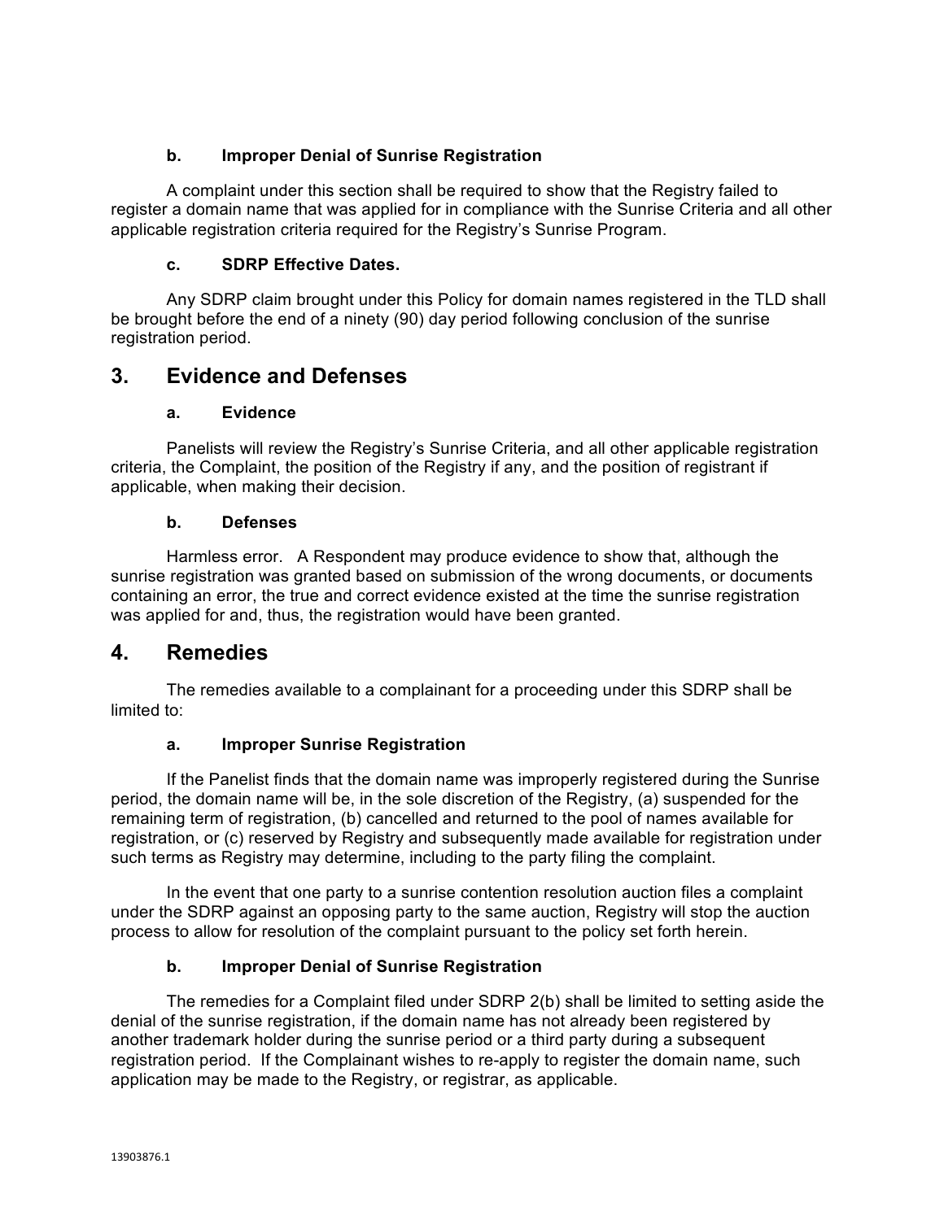### b. Improper Denial of Sunrise Registration

A complaint under this section shall be required to show that the Registry failed to register a domain name that was applied for in compliance with the Sunrise Criteria and all other applicable registration criteria required for the Registry's Sunrise Program.

### c. SDRP Effective Dates.

Any SDRP claim brought under this Policy for domain names registered in the TLD shall be brought before the end of a ninety (90) day period following conclusion of the sunrise registration period.

## 3. Evidence and Defenses

### a. Evidence

Panelists will review the Registry's Sunrise Criteria, and all other applicable registration criteria, the Complaint, the position of the Registry if any, and the position of registrant if applicable, when making their decision.

### b. Defenses

Harmless error. A Respondent may produce evidence to show that, although the sunrise registration was granted based on submission of the wrong documents, or documents containing an error, the true and correct evidence existed at the time the sunrise registration was applied for and, thus, the registration would have been granted.

## 4. Remedies

The remedies available to a complainant for a proceeding under this SDRP shall be limited to:

### a. Improper Sunrise Registration

If the Panelist finds that the domain name was improperly registered during the Sunrise period, the domain name will be, in the sole discretion of the Registry, (a) suspended for the remaining term of registration, (b) cancelled and returned to the pool of names available for registration, or (c) reserved by Registry and subsequently made available for registration under such terms as Registry may determine, including to the party filing the complaint.

In the event that one party to a sunrise contention resolution auction files a complaint under the SDRP against an opposing party to the same auction, Registry will stop the auction process to allow for resolution of the complaint pursuant to the policy set forth herein.

### b. Improper Denial of Sunrise Registration

The remedies for a Complaint filed under SDRP 2(b) shall be limited to setting aside the denial of the sunrise registration, if the domain name has not already been registered by another trademark holder during the sunrise period or a third party during a subsequent registration period. If the Complainant wishes to re-apply to register the domain name, such application may be made to the Registry, or registrar, as applicable.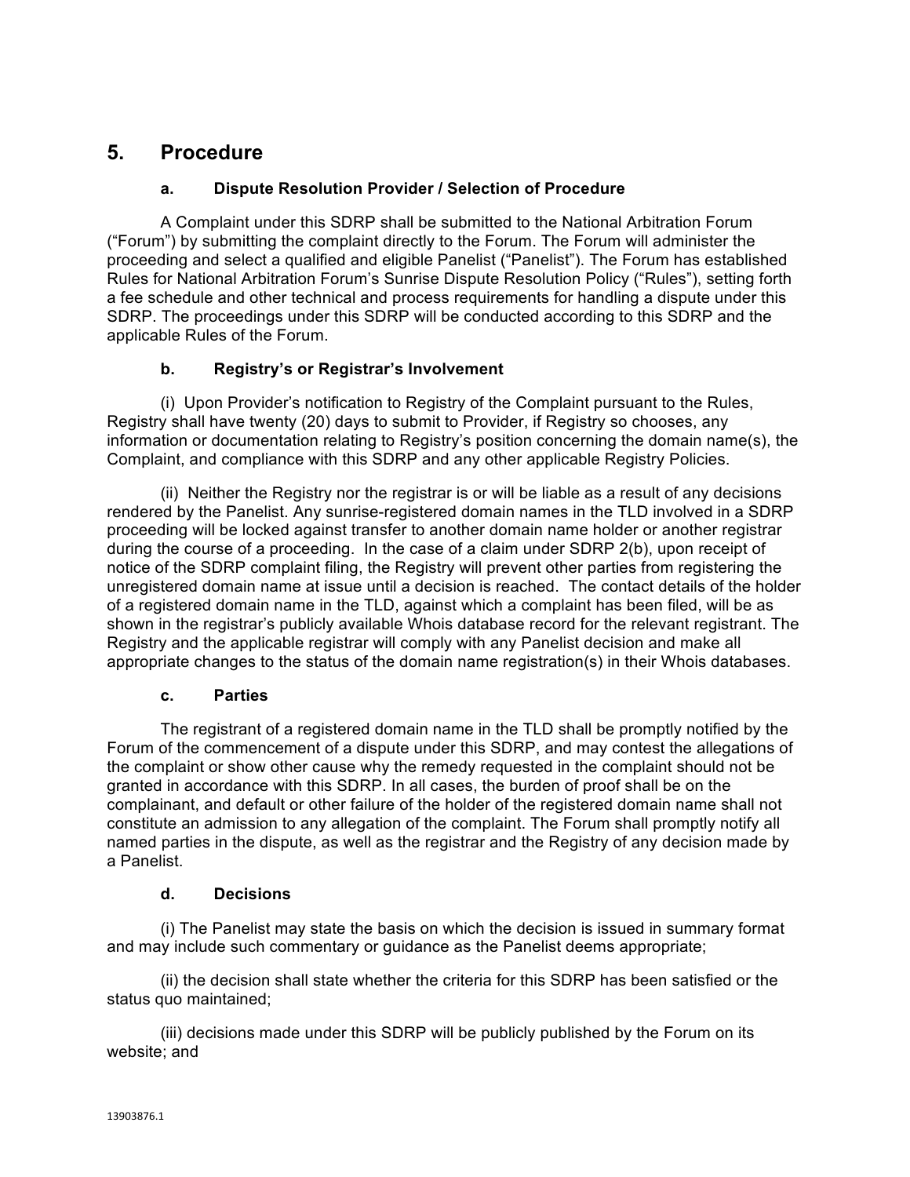## 5. Procedure

### a. Dispute Resolution Provider / Selection of Procedure

A Complaint under this SDRP shall be submitted to the National Arbitration Forum ("Forum") by submitting the complaint directly to the Forum. The Forum will administer the proceeding and select a qualified and eligible Panelist ("Panelist"). The Forum has established Rules for National Arbitration Forum's Sunrise Dispute Resolution Policy ("Rules"), setting forth a fee schedule and other technical and process requirements for handling a dispute under this SDRP. The proceedings under this SDRP will be conducted according to this SDRP and the applicable Rules of the Forum.

### b. Registry's or Registrar's Involvement

(i) Upon Provider's notification to Registry of the Complaint pursuant to the Rules, Registry shall have twenty (20) days to submit to Provider, if Registry so chooses, any information or documentation relating to Registry's position concerning the domain name(s), the Complaint, and compliance with this SDRP and any other applicable Registry Policies.

(ii) Neither the Registry nor the registrar is or will be liable as a result of any decisions rendered by the Panelist. Any sunrise-registered domain names in the TLD involved in a SDRP proceeding will be locked against transfer to another domain name holder or another registrar during the course of a proceeding. In the case of a claim under SDRP 2(b), upon receipt of notice of the SDRP complaint filing, the Registry will prevent other parties from registering the unregistered domain name at issue until a decision is reached. The contact details of the holder of a registered domain name in the TLD, against which a complaint has been filed, will be as shown in the registrar's publicly available Whois database record for the relevant registrant. The Registry and the applicable registrar will comply with any Panelist decision and make all appropriate changes to the status of the domain name registration(s) in their Whois databases.

### c. Parties

The registrant of a registered domain name in the TLD shall be promptly notified by the Forum of the commencement of a dispute under this SDRP, and may contest the allegations of the complaint or show other cause why the remedy requested in the complaint should not be granted in accordance with this SDRP. In all cases, the burden of proof shall be on the complainant, and default or other failure of the holder of the registered domain name shall not constitute an admission to any allegation of the complaint. The Forum shall promptly notify all named parties in the dispute, as well as the registrar and the Registry of any decision made by a Panelist.

### d. Decisions

(i) The Panelist may state the basis on which the decision is issued in summary format and may include such commentary or guidance as the Panelist deems appropriate;

(ii) the decision shall state whether the criteria for this SDRP has been satisfied or the status quo maintained;

(iii) decisions made under this SDRP will be publicly published by the Forum on its website; and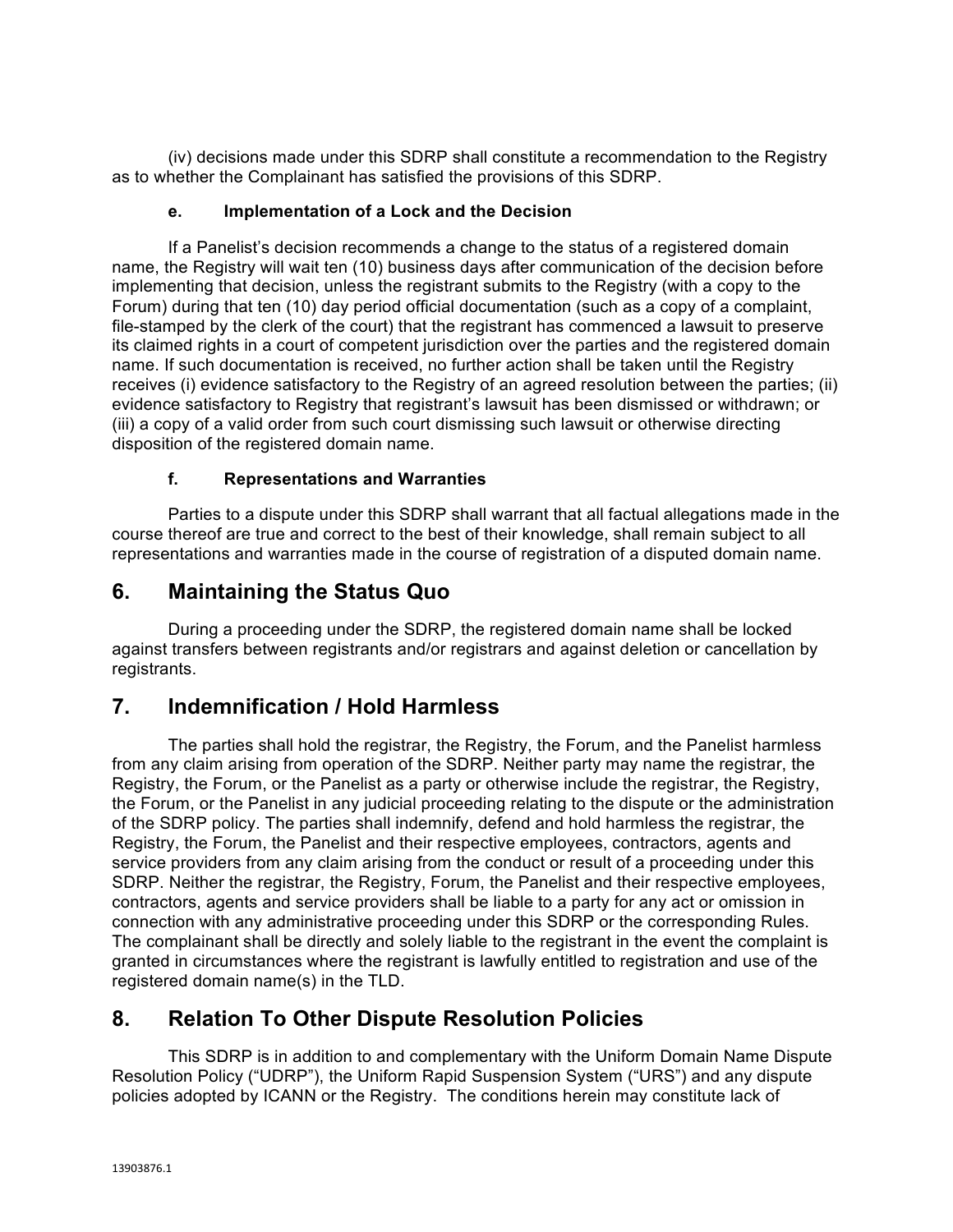(iv) decisions made under this SDRP shall constitute a recommendation to the Registry as to whether the Complainant has satisfied the provisions of this SDRP.

### e. Implementation of a Lock and the Decision

If a Panelist's decision recommends a change to the status of a registered domain name, the Registry will wait ten (10) business days after communication of the decision before implementing that decision, unless the registrant submits to the Registry (with a copy to the Forum) during that ten (10) day period official documentation (such as a copy of a complaint, file-stamped by the clerk of the court) that the registrant has commenced a lawsuit to preserve its claimed rights in a court of competent jurisdiction over the parties and the registered domain name. If such documentation is received, no further action shall be taken until the Registry receives (i) evidence satisfactory to the Registry of an agreed resolution between the parties; (ii) evidence satisfactory to Registry that registrant's lawsuit has been dismissed or withdrawn; or (iii) a copy of a valid order from such court dismissing such lawsuit or otherwise directing disposition of the registered domain name.

### f. Representations and Warranties

Parties to a dispute under this SDRP shall warrant that all factual allegations made in the course thereof are true and correct to the best of their knowledge, shall remain subject to all representations and warranties made in the course of registration of a disputed domain name.

## 6. Maintaining the Status Quo

During a proceeding under the SDRP, the registered domain name shall be locked against transfers between registrants and/or registrars and against deletion or cancellation by registrants.

## 7. Indemnification / Hold Harmless

The parties shall hold the registrar, the Registry, the Forum, and the Panelist harmless from any claim arising from operation of the SDRP. Neither party may name the registrar, the Registry, the Forum, or the Panelist as a party or otherwise include the registrar, the Registry, the Forum, or the Panelist in any judicial proceeding relating to the dispute or the administration of the SDRP policy. The parties shall indemnify, defend and hold harmless the registrar, the Registry, the Forum, the Panelist and their respective employees, contractors, agents and service providers from any claim arising from the conduct or result of a proceeding under this SDRP. Neither the registrar, the Registry, Forum, the Panelist and their respective employees, contractors, agents and service providers shall be liable to a party for any act or omission in connection with any administrative proceeding under this SDRP or the corresponding Rules. The complainant shall be directly and solely liable to the registrant in the event the complaint is granted in circumstances where the registrant is lawfully entitled to registration and use of the registered domain name(s) in the TLD.

## 8. Relation To Other Dispute Resolution Policies

This SDRP is in addition to and complementary with the Uniform Domain Name Dispute Resolution Policy ("UDRP"), the Uniform Rapid Suspension System ("URS") and any dispute policies adopted by ICANN or the Registry. The conditions herein may constitute lack of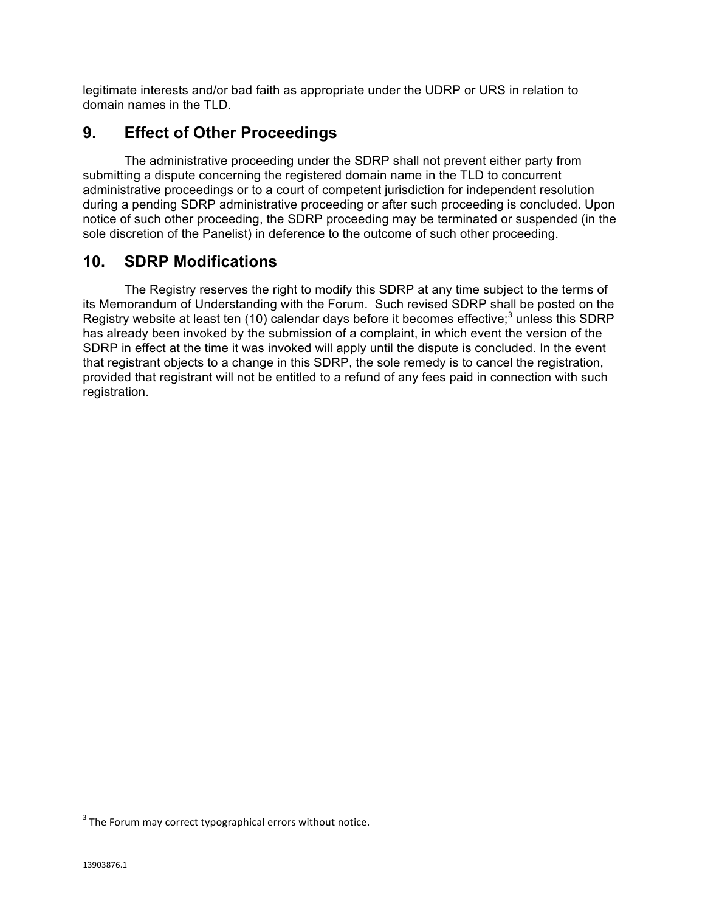legitimate interests and/or bad faith as appropriate under the UDRP or URS in relation to domain names in the TLD.

## 9. Effect of Other Proceedings

The administrative proceeding under the SDRP shall not prevent either party from submitting a dispute concerning the registered domain name in the TLD to concurrent administrative proceedings or to a court of competent jurisdiction for independent resolution during a pending SDRP administrative proceeding or after such proceeding is concluded. Upon notice of such other proceeding, the SDRP proceeding may be terminated or suspended (in the sole discretion of the Panelist) in deference to the outcome of such other proceeding.

## 10. SDRP Modifications

The Registry reserves the right to modify this SDRP at any time subject to the terms of its Memorandum of Understanding with the Forum. Such revised SDRP shall be posted on the Registry website at least ten (10) calendar days before it becomes effective;[3] unless this SDRP has already been invoked by the submission of a complaint, in which event the version of the SDRP in effect at the time it was invoked will apply until the dispute is concluded. In the event that registrant objects to a change in this SDRP, the sole remedy is to cancel the registration, provided that registrant will not be entitled to a refund of any fees paid in connection with such registration.

[3] The Forum may correct typographical errors without notice.

13903876.1